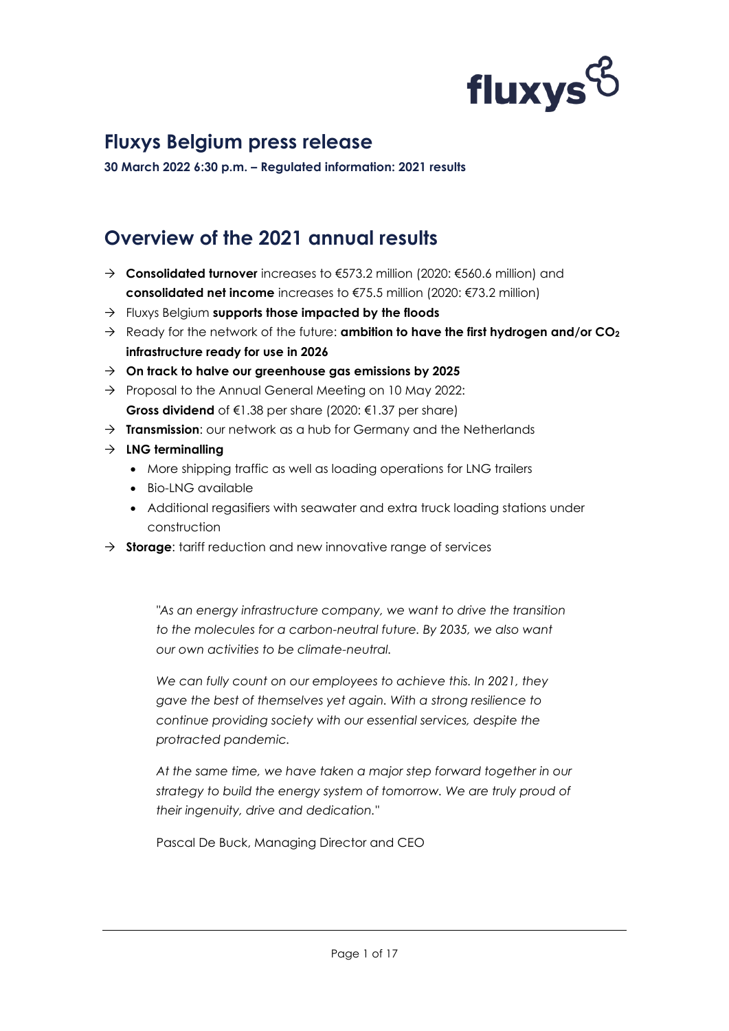# Fluxys Belgium press release

**30 March 2022 6:30 p.m. – Regulated information: 2021 results**

## Overview of the 2021 annual results

- → **Consolidated turnover** increases to €573.2 million (2020: €560.6 million) and **consolidated net income** increases to €75.5 million (2020: €73.2 million)
- → Fluxys Belgium **supports those impacted by the floods**
- → Ready for the network of the future: **ambition to have the first hydrogen and/or $CO_2$ infrastructure ready for use in 2026**
- → **On track to halve our greenhouse gas emissions by 2025**
- → Proposal to the Annual General Meeting on 10 May 2022: **Gross dividend** of €1.38 per share (2020: €1.37 per share)
- → **Transmission**: our network as a hub for Germany and the Netherlands
- → **LNG terminalling**
  - More shipping traffic as well as loading operations for LNG trailers
  - Bio-LNG available
  - Additional regasifiers with seawater and extra truck loading stations under construction
- → **Storage**: tariff reduction and new innovative range of services

> *"As an energy infrastructure company, we want to drive the transition to the molecules for a carbon-neutral future. By 2035, we also want our own activities to be climate-neutral.*
>
> *We can fully count on our employees to achieve this. In 2021, they gave the best of themselves yet again. With a strong resilience to continue providing society with our essential services, despite the protracted pandemic.*
>
> *At the same time, we have taken a major step forward together in our strategy to build the energy system of tomorrow. We are truly proud of their ingenuity, drive and dedication."*
>
> Pascal De Buck, Managing Director and CEO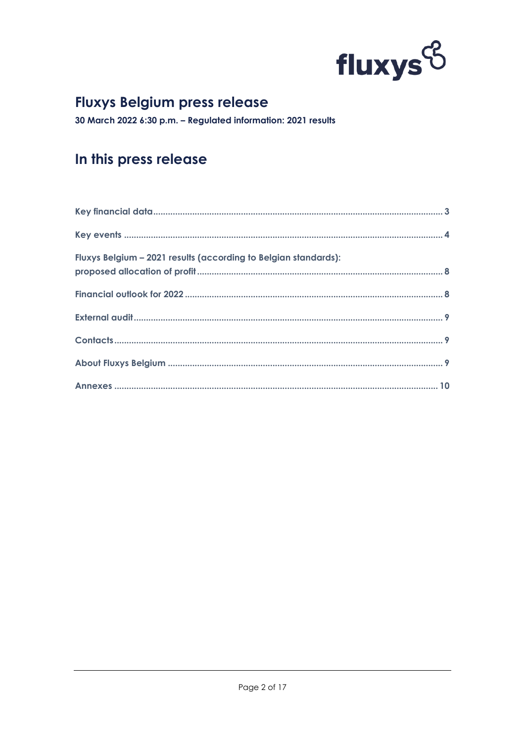# Fluxys Belgium press release

**30 March 2022 6:30 p.m. – Regulated information: 2021 results**

## In this press release

- Key financial data ... 3
- Key events ... 4
- Fluxys Belgium – 2021 results (according to Belgian standards): proposed allocation of profit ... 8
- Financial outlook for 2022 ... 8
- External audit ... 9
- Contacts ... 9
- About Fluxys Belgium ... 9
- Annexes ... 10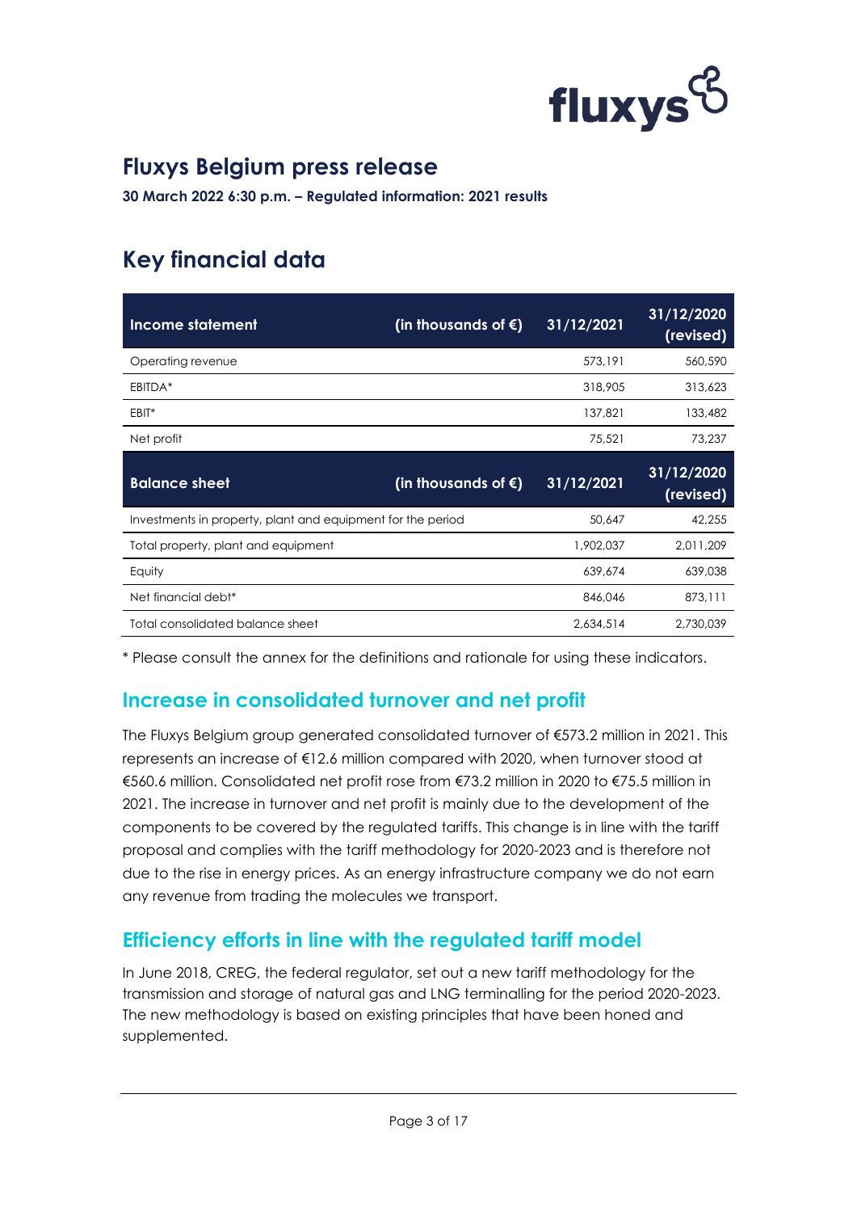## Fluxys Belgium press release

**30 March 2022 6:30 p.m. – Regulated information: 2021 results**

# Key financial data

| Income statement | (in thousands of €) | 31/12/2021 | 31/12/2020 (revised) |
|---|---|---|---|
| Operating revenue | | 573,191 | 560,590 |
| EBITDA* | | 318,905 | 313,623 |
| EBIT* | | 137,821 | 133,482 |
| Net profit | | 75,521 | 73,237 |
| **Balance sheet** | **(in thousands of €)** | **31/12/2021** | **31/12/2020 (revised)** |
| Investments in property, plant and equipment for the period | | 50,647 | 42,255 |
| Total property, plant and equipment | | 1,902,037 | 2,011,209 |
| Equity | | 639,674 | 639,038 |
| Net financial debt* | | 846,046 | 873,111 |
| Total consolidated balance sheet | | 2,634,514 | 2,730,039 |

* Please consult the annex for the definitions and rationale for using these indicators.

## Increase in consolidated turnover and net profit

The Fluxys Belgium group generated consolidated turnover of €573.2 million in 2021. This represents an increase of €12.6 million compared with 2020, when turnover stood at €560.6 million. Consolidated net profit rose from €73.2 million in 2020 to €75.5 million in 2021. The increase in turnover and net profit is mainly due to the development of the components to be covered by the regulated tariffs. This change is in line with the tariff proposal and complies with the tariff methodology for 2020-2023 and is therefore not due to the rise in energy prices. As an energy infrastructure company we do not earn any revenue from trading the molecules we transport.

## Efficiency efforts in line with the regulated tariff model

In June 2018, CREG, the federal regulator, set out a new tariff methodology for the transmission and storage of natural gas and LNG terminalling for the period 2020-2023. The new methodology is based on existing principles that have been honed and supplemented.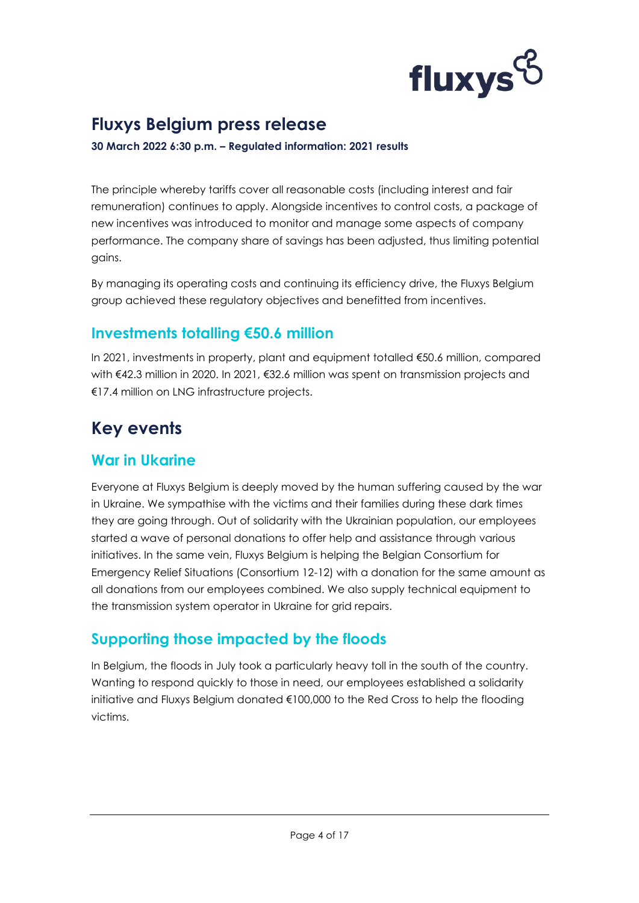The principle whereby tariffs cover all reasonable costs (including interest and fair remuneration) continues to apply. Alongside incentives to control costs, a package of new incentives was introduced to monitor and manage some aspects of company performance. The company share of savings has been adjusted, thus limiting potential gains.

By managing its operating costs and continuing its efficiency drive, the Fluxys Belgium group achieved these regulatory objectives and benefitted from incentives.

## Investments totalling €50.6 million

In 2021, investments in property, plant and equipment totalled €50.6 million, compared with €42.3 million in 2020. In 2021, €32.6 million was spent on transmission projects and €17.4 million on LNG infrastructure projects.

# Key events

## War in Ukarine

Everyone at Fluxys Belgium is deeply moved by the human suffering caused by the war in Ukraine. We sympathise with the victims and their families during these dark times they are going through. Out of solidarity with the Ukrainian population, our employees started a wave of personal donations to offer help and assistance through various initiatives. In the same vein, Fluxys Belgium is helping the Belgian Consortium for Emergency Relief Situations (Consortium 12-12) with a donation for the same amount as all donations from our employees combined. We also supply technical equipment to the transmission system operator in Ukraine for grid repairs.

## Supporting those impacted by the floods

In Belgium, the floods in July took a particularly heavy toll in the south of the country. Wanting to respond quickly to those in need, our employees established a solidarity initiative and Fluxys Belgium donated €100,000 to the Red Cross to help the flooding victims.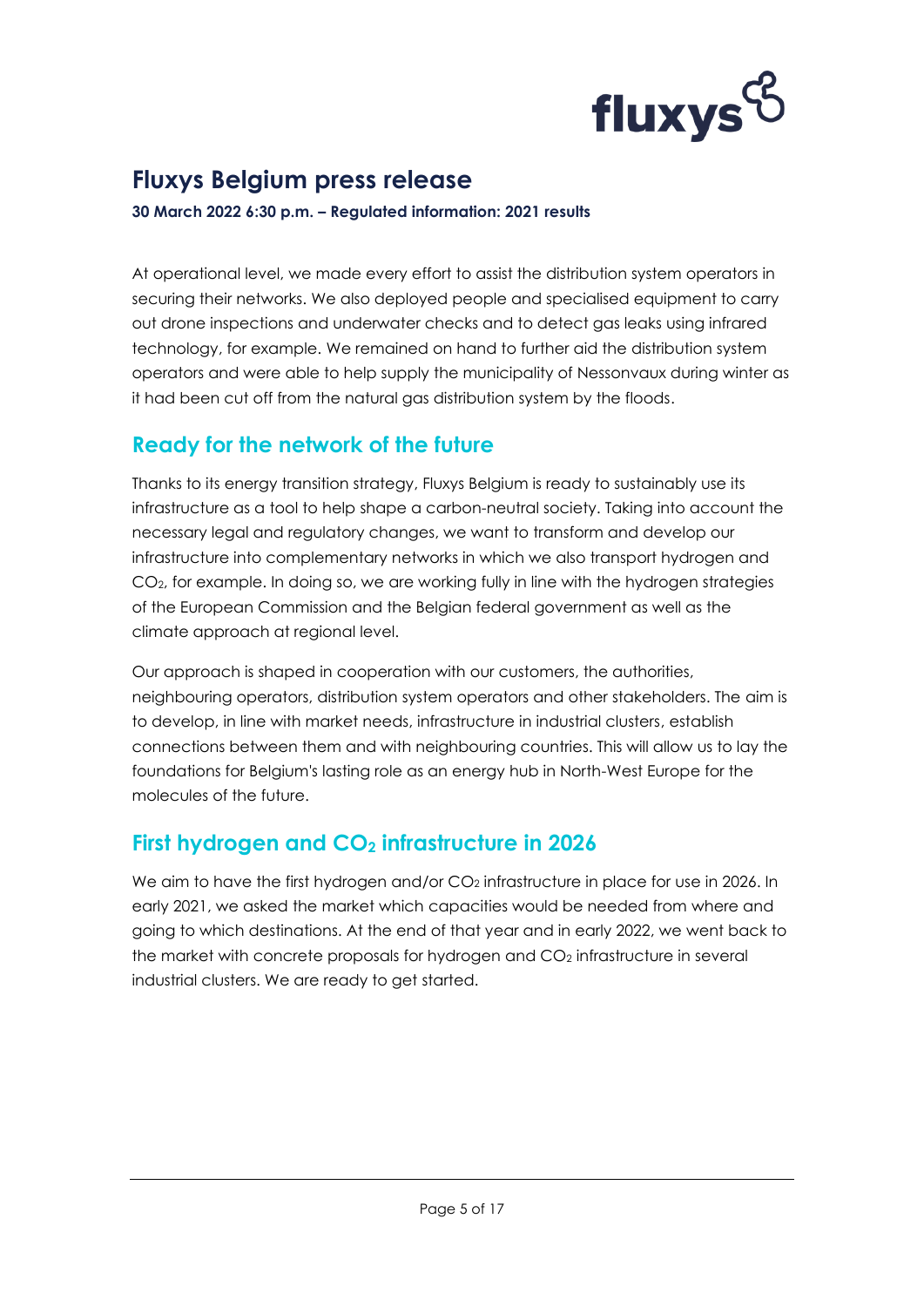At operational level, we made every effort to assist the distribution system operators in securing their networks. We also deployed people and specialised equipment to carry out drone inspections and underwater checks and to detect gas leaks using infrared technology, for example. We remained on hand to further aid the distribution system operators and were able to help supply the municipality of Nessonvaux during winter as it had been cut off from the natural gas distribution system by the floods.

## Ready for the network of the future

Thanks to its energy transition strategy, Fluxys Belgium is ready to sustainably use its infrastructure as a tool to help shape a carbon-neutral society. Taking into account the necessary legal and regulatory changes, we want to transform and develop our infrastructure into complementary networks in which we also transport hydrogen and $CO_2$, for example. In doing so, we are working fully in line with the hydrogen strategies of the European Commission and the Belgian federal government as well as the climate approach at regional level.

Our approach is shaped in cooperation with our customers, the authorities, neighbouring operators, distribution system operators and other stakeholders. The aim is to develop, in line with market needs, infrastructure in industrial clusters, establish connections between them and with neighbouring countries. This will allow us to lay the foundations for Belgium's lasting role as an energy hub in North-West Europe for the molecules of the future.

## First hydrogen and $CO_2$ infrastructure in 2026

We aim to have the first hydrogen and/or $CO_2$ infrastructure in place for use in 2026. In early 2021, we asked the market which capacities would be needed from where and going to which destinations. At the end of that year and in early 2022, we went back to the market with concrete proposals for hydrogen and $CO_2$ infrastructure in several industrial clusters. We are ready to get started.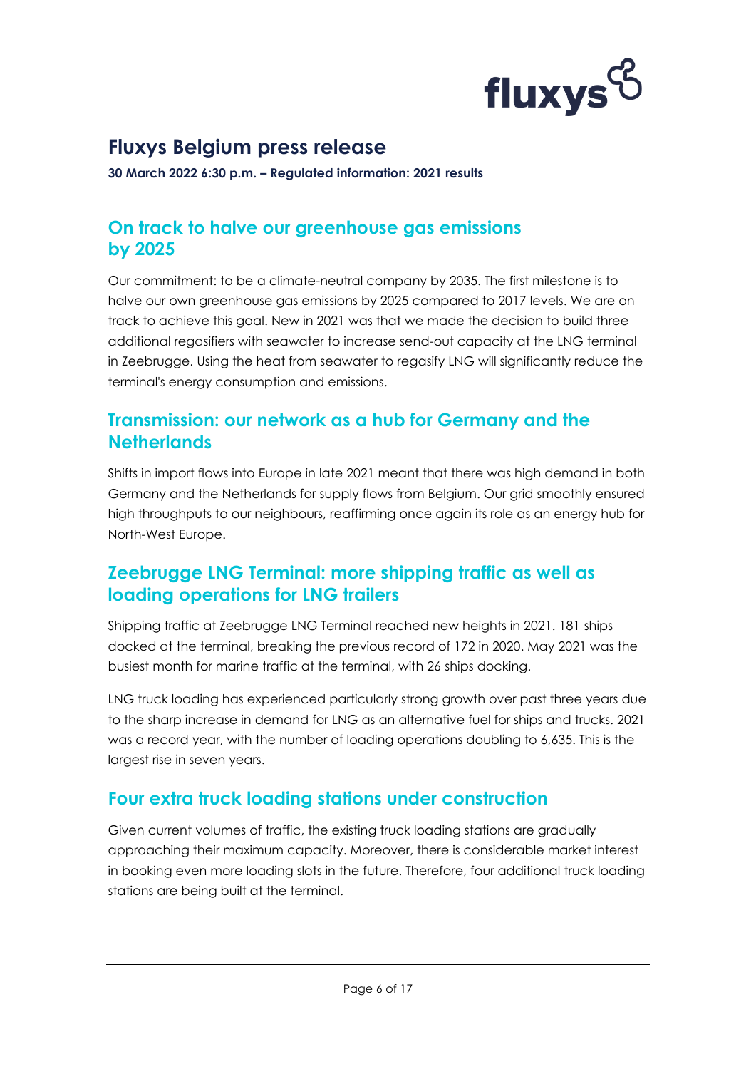# Fluxys Belgium press release

**30 March 2022 6:30 p.m. – Regulated information: 2021 results**

## On track to halve our greenhouse gas emissions by 2025

Our commitment: to be a climate-neutral company by 2035. The first milestone is to halve our own greenhouse gas emissions by 2025 compared to 2017 levels. We are on track to achieve this goal. New in 2021 was that we made the decision to build three additional regasifiers with seawater to increase send-out capacity at the LNG terminal in Zeebrugge. Using the heat from seawater to regasify LNG will significantly reduce the terminal's energy consumption and emissions.

## Transmission: our network as a hub for Germany and the Netherlands

Shifts in import flows into Europe in late 2021 meant that there was high demand in both Germany and the Netherlands for supply flows from Belgium. Our grid smoothly ensured high throughputs to our neighbours, reaffirming once again its role as an energy hub for North-West Europe.

## Zeebrugge LNG Terminal: more shipping traffic as well as loading operations for LNG trailers

Shipping traffic at Zeebrugge LNG Terminal reached new heights in 2021. 181 ships docked at the terminal, breaking the previous record of 172 in 2020. May 2021 was the busiest month for marine traffic at the terminal, with 26 ships docking.

LNG truck loading has experienced particularly strong growth over past three years due to the sharp increase in demand for LNG as an alternative fuel for ships and trucks. 2021 was a record year, with the number of loading operations doubling to 6,635. This is the largest rise in seven years.

## Four extra truck loading stations under construction

Given current volumes of traffic, the existing truck loading stations are gradually approaching their maximum capacity. Moreover, there is considerable market interest in booking even more loading slots in the future. Therefore, four additional truck loading stations are being built at the terminal.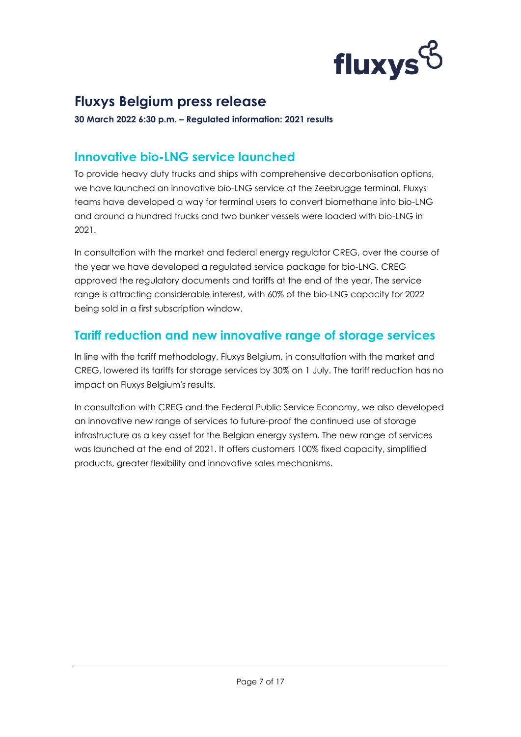# Fluxys Belgium press release

**30 March 2022 6:30 p.m. – Regulated information: 2021 results**

## Innovative bio-LNG service launched

To provide heavy duty trucks and ships with comprehensive decarbonisation options, we have launched an innovative bio-LNG service at the Zeebrugge terminal. Fluxys teams have developed a way for terminal users to convert biomethane into bio-LNG and around a hundred trucks and two bunker vessels were loaded with bio-LNG in 2021.

In consultation with the market and federal energy regulator CREG, over the course of the year we have developed a regulated service package for bio-LNG. CREG approved the regulatory documents and tariffs at the end of the year. The service range is attracting considerable interest, with 60% of the bio-LNG capacity for 2022 being sold in a first subscription window.

## Tariff reduction and new innovative range of storage services

In line with the tariff methodology, Fluxys Belgium, in consultation with the market and CREG, lowered its tariffs for storage services by 30% on 1 July. The tariff reduction has no impact on Fluxys Belgium's results.

In consultation with CREG and the Federal Public Service Economy, we also developed an innovative new range of services to future-proof the continued use of storage infrastructure as a key asset for the Belgian energy system. The new range of services was launched at the end of 2021. It offers customers 100% fixed capacity, simplified products, greater flexibility and innovative sales mechanisms.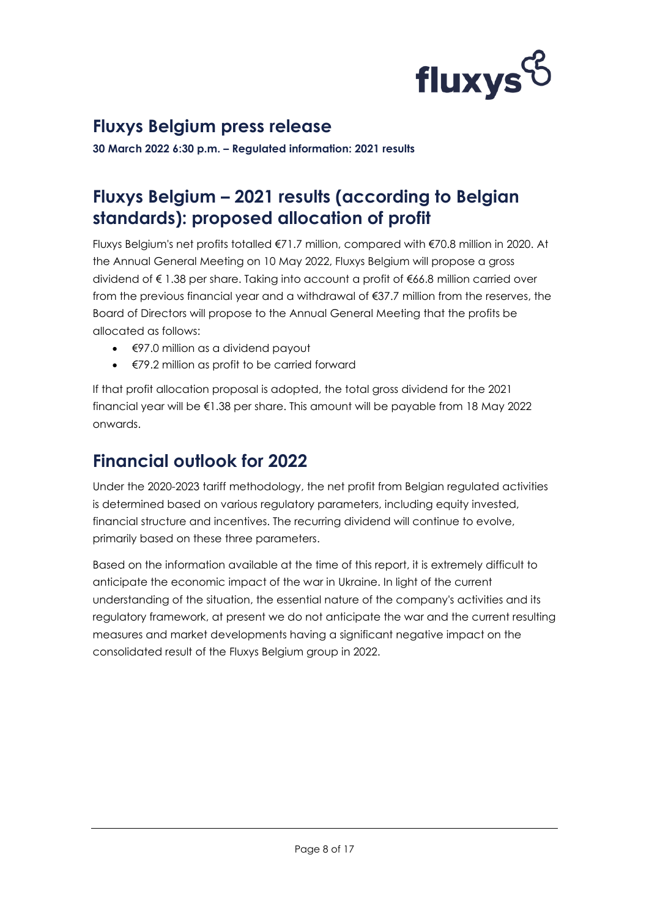## Fluxys Belgium press release

**30 March 2022 6:30 p.m. – Regulated information: 2021 results**

# Fluxys Belgium – 2021 results (according to Belgian standards): proposed allocation of profit

Fluxys Belgium's net profits totalled €71.7 million, compared with €70.8 million in 2020. At the Annual General Meeting on 10 May 2022, Fluxys Belgium will propose a gross dividend of € 1.38 per share. Taking into account a profit of €66.8 million carried over from the previous financial year and a withdrawal of €37.7 million from the reserves, the Board of Directors will propose to the Annual General Meeting that the profits be allocated as follows:

- €97.0 million as a dividend payout
- €79.2 million as profit to be carried forward

If that profit allocation proposal is adopted, the total gross dividend for the 2021 financial year will be €1.38 per share. This amount will be payable from 18 May 2022 onwards.

# Financial outlook for 2022

Under the 2020-2023 tariff methodology, the net profit from Belgian regulated activities is determined based on various regulatory parameters, including equity invested, financial structure and incentives. The recurring dividend will continue to evolve, primarily based on these three parameters.

Based on the information available at the time of this report, it is extremely difficult to anticipate the economic impact of the war in Ukraine. In light of the current understanding of the situation, the essential nature of the company's activities and its regulatory framework, at present we do not anticipate the war and the current resulting measures and market developments having a significant negative impact on the consolidated result of the Fluxys Belgium group in 2022.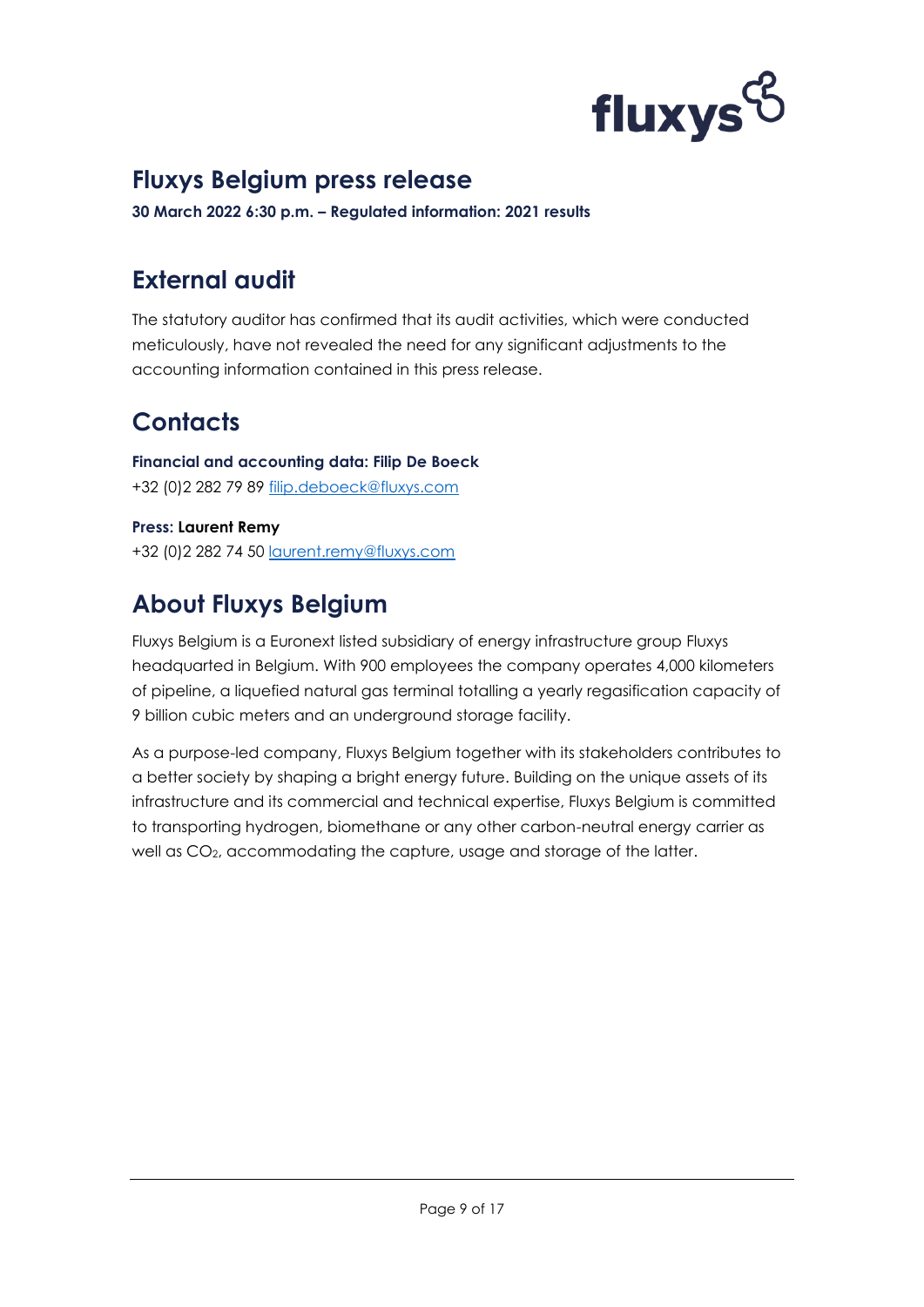# Fluxys Belgium press release

**30 March 2022 6:30 p.m. – Regulated information: 2021 results**

## External audit

The statutory auditor has confirmed that its audit activities, which were conducted meticulously, have not revealed the need for any significant adjustments to the accounting information contained in this press release.

## Contacts

**Financial and accounting data: Filip De Boeck**
+32 (0)2 282 79 89 filip.deboeck@fluxys.com

**Press: Laurent Remy**
+32 (0)2 282 74 50 laurent.remy@fluxys.com

## About Fluxys Belgium

Fluxys Belgium is a Euronext listed subsidiary of energy infrastructure group Fluxys headquartered in Belgium. With 900 employees the company operates 4,000 kilometers of pipeline, a liquefied natural gas terminal totalling a yearly regasification capacity of 9 billion cubic meters and an underground storage facility.

As a purpose-led company, Fluxys Belgium together with its stakeholders contributes to a better society by shaping a bright energy future. Building on the unique assets of its infrastructure and its commercial and technical expertise, Fluxys Belgium is committed to transporting hydrogen, biomethane or any other carbon-neutral energy carrier as well as $CO_2$, accommodating the capture, usage and storage of the latter.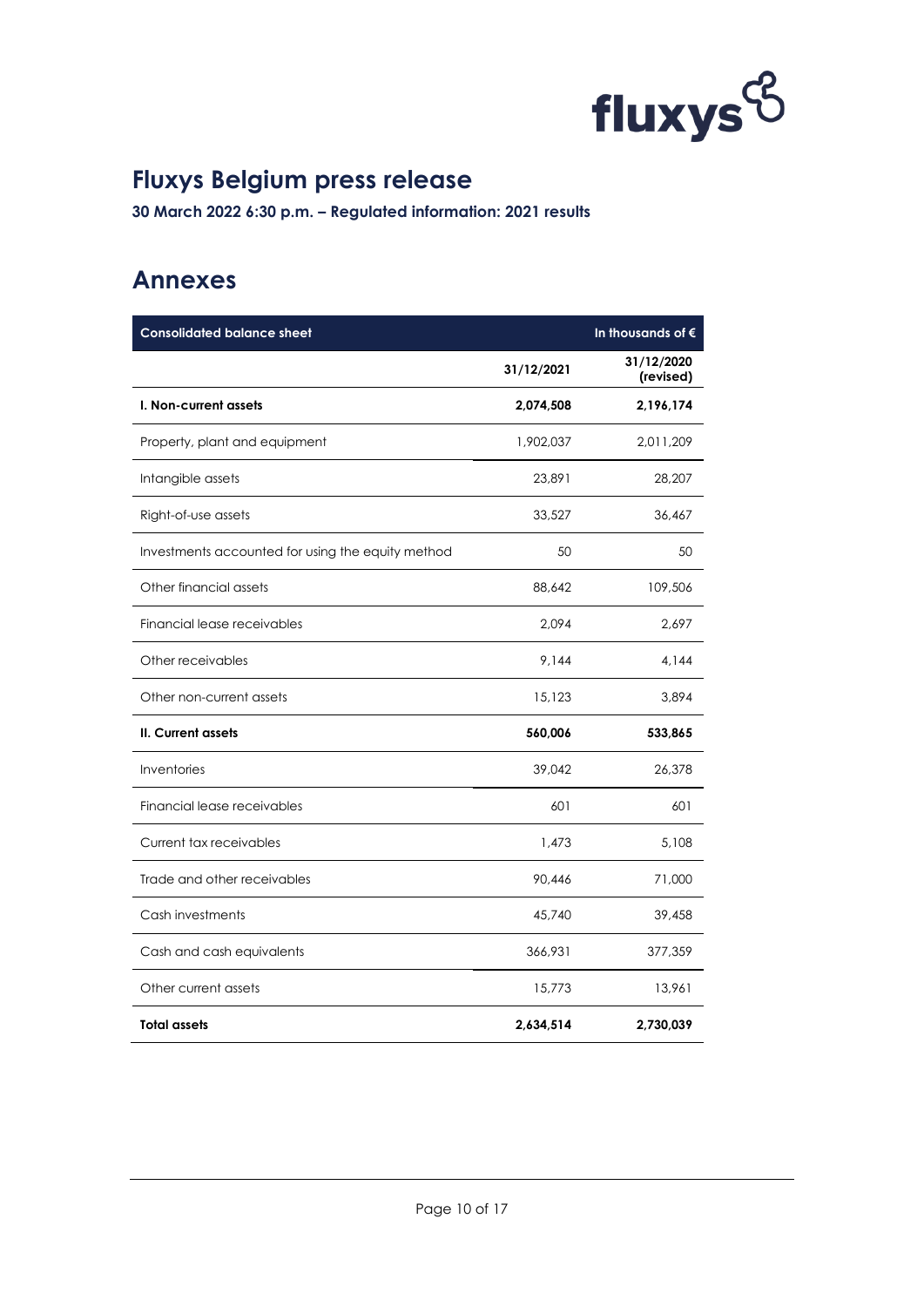## Fluxys Belgium press release

**30 March 2022 6:30 p.m. – Regulated information: 2021 results**

## Annexes

| Consolidated balance sheet | | In thousands of € |
|---|---|---|
| | 31/12/2021 | 31/12/2020 (revised) |
| **I. Non-current assets** | **2,074,508** | **2,196,174** |
| Property, plant and equipment | 1,902,037 | 2,011,209 |
| Intangible assets | 23,891 | 28,207 |
| Right-of-use assets | 33,527 | 36,467 |
| Investments accounted for using the equity method | 50 | 50 |
| Other financial assets | 88,642 | 109,506 |
| Financial lease receivables | 2,094 | 2,697 |
| Other receivables | 9,144 | 4,144 |
| Other non-current assets | 15,123 | 3,894 |
| **II. Current assets** | **560,006** | **533,865** |
| Inventories | 39,042 | 26,378 |
| Financial lease receivables | 601 | 601 |
| Current tax receivables | 1,473 | 5,108 |
| Trade and other receivables | 90,446 | 71,000 |
| Cash investments | 45,740 | 39,458 |
| Cash and cash equivalents | 366,931 | 377,359 |
| Other current assets | 15,773 | 13,961 |
| **Total assets** | **2,634,514** | **2,730,039** |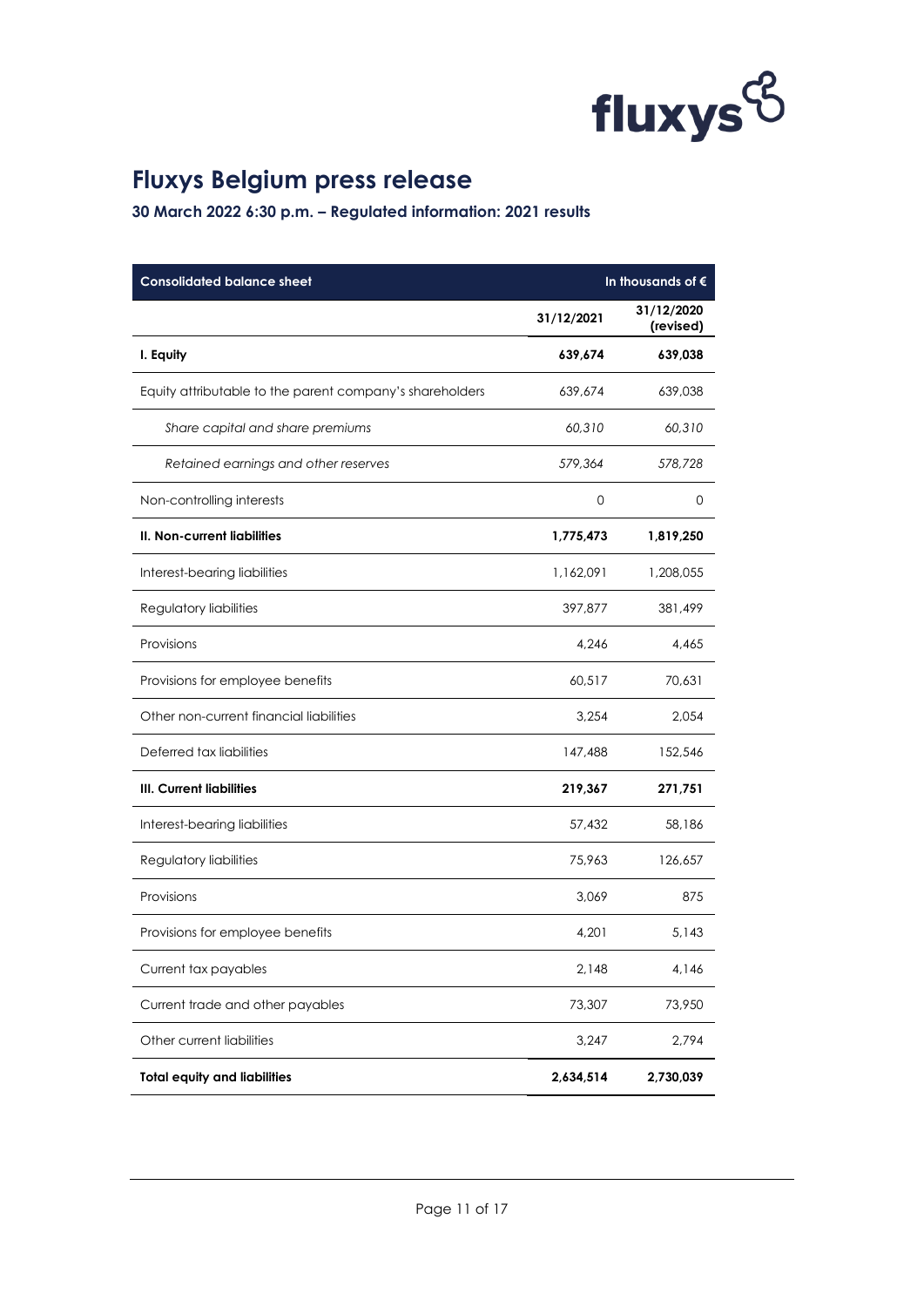## Fluxys Belgium press release

### 30 March 2022 6:30 p.m. – Regulated information: 2021 results

| Consolidated balance sheet | In thousands of € | |
|---|---|---|
| | 31/12/2021 | 31/12/2020 (revised) |
| **I. Equity** | **639,674** | **639,038** |
| Equity attributable to the parent company's shareholders | 639,674 | 639,038 |
| *Share capital and share premiums* | *60,310* | *60,310* |
| *Retained earnings and other reserves* | *579,364* | *578,728* |
| Non-controlling interests | 0 | 0 |
| **II. Non-current liabilities** | **1,775,473** | **1,819,250** |
| Interest-bearing liabilities | 1,162,091 | 1,208,055 |
| Regulatory liabilities | 397,877 | 381,499 |
| Provisions | 4,246 | 4,465 |
| Provisions for employee benefits | 60,517 | 70,631 |
| Other non-current financial liabilities | 3,254 | 2,054 |
| Deferred tax liabilities | 147,488 | 152,546 |
| **III. Current liabilities** | **219,367** | **271,751** |
| Interest-bearing liabilities | 57,432 | 58,186 |
| Regulatory liabilities | 75,963 | 126,657 |
| Provisions | 3,069 | 875 |
| Provisions for employee benefits | 4,201 | 5,143 |
| Current tax payables | 2,148 | 4,146 |
| Current trade and other payables | 73,307 | 73,950 |
| Other current liabilities | 3,247 | 2,794 |
| **Total equity and liabilities** | **2,634,514** | **2,730,039** |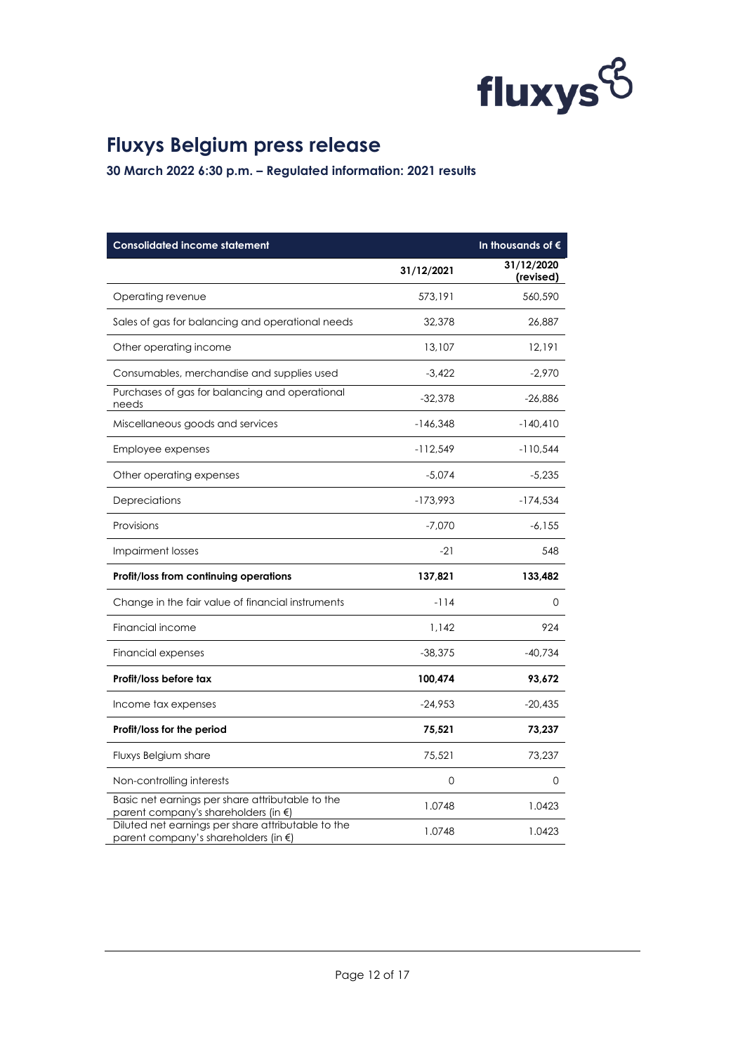# Fluxys Belgium press release

**30 March 2022 6:30 p.m. – Regulated information: 2021 results**

| Consolidated income statement | | In thousands of € |
|---|---|---|
| | 31/12/2021 | 31/12/2020 (revised) |
| Operating revenue | 573,191 | 560,590 |
| Sales of gas for balancing and operational needs | 32,378 | 26,887 |
| Other operating income | 13,107 | 12,191 |
| Consumables, merchandise and supplies used | -3,422 | -2,970 |
| Purchases of gas for balancing and operational needs | -32,378 | -26,886 |
| Miscellaneous goods and services | -146,348 | -140,410 |
| Employee expenses | -112,549 | -110,544 |
| Other operating expenses | -5,074 | -5,235 |
| Depreciations | -173,993 | -174,534 |
| Provisions | -7,070 | -6,155 |
| Impairment losses | -21 | 548 |
| **Profit/loss from continuing operations** | **137,821** | **133,482** |
| Change in the fair value of financial instruments | -114 | 0 |
| Financial income | 1,142 | 924 |
| Financial expenses | -38,375 | -40,734 |
| **Profit/loss before tax** | **100,474** | **93,672** |
| Income tax expenses | -24,953 | -20,435 |
| **Profit/loss for the period** | **75,521** | **73,237** |
| Fluxys Belgium share | 75,521 | 73,237 |
| Non-controlling interests | 0 | 0 |
| Basic net earnings per share attributable to the parent company's shareholders (in €) | 1.0748 | 1.0423 |
| Diluted net earnings per share attributable to the parent company's shareholders (in €) | 1.0748 | 1.0423 |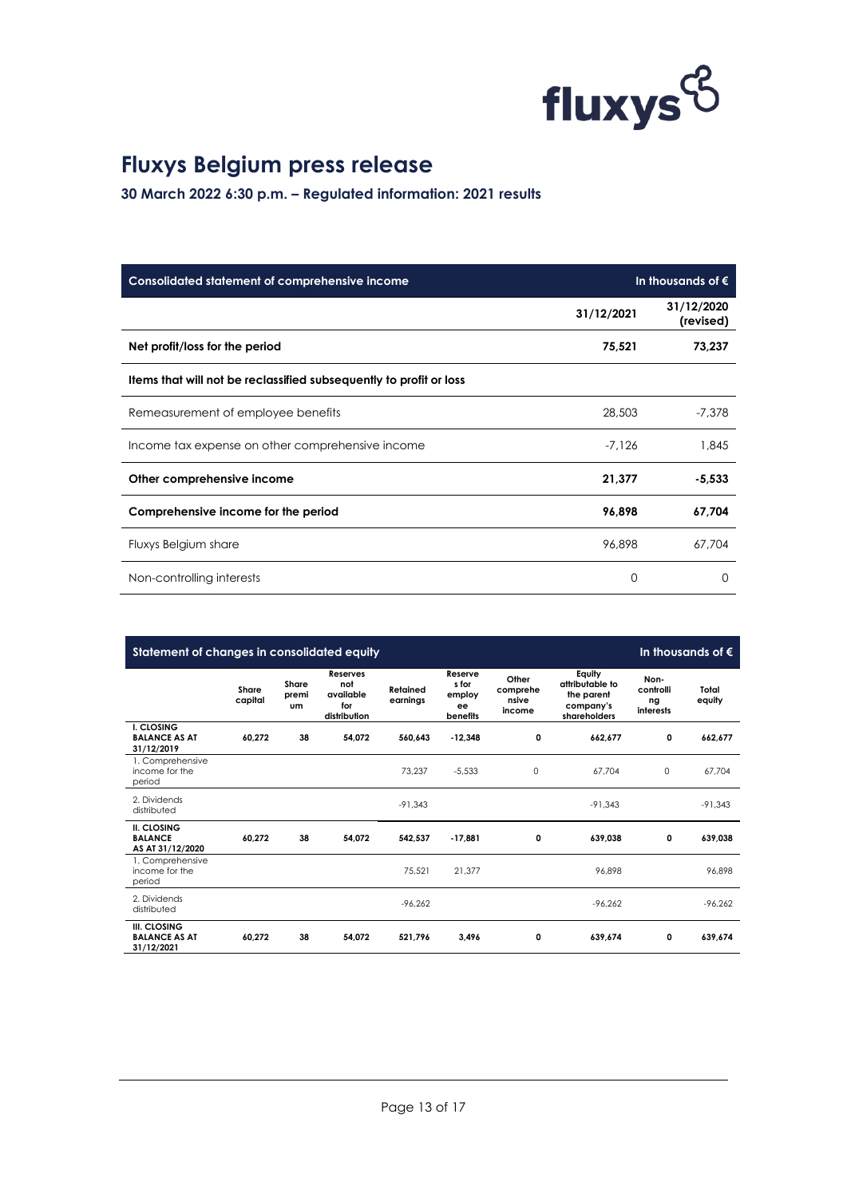# Fluxys Belgium press release

**30 March 2022 6:30 p.m. – Regulated information: 2021 results**

| Consolidated statement of comprehensive income | | In thousands of € |
|---|---|---|
| | 31/12/2021 | 31/12/2020 (revised) |
| **Net profit/loss for the period** | **75,521** | **73,237** |
| **Items that will not be reclassified subsequently to profit or loss** | | |
| Remeasurement of employee benefits | 28,503 | -7,378 |
| Income tax expense on other comprehensive income | -7,126 | 1,845 |
| **Other comprehensive income** | **21,377** | **-5,533** |
| **Comprehensive income for the period** | **96,898** | **67,704** |
| Fluxys Belgium share | 96,898 | 67,704 |
| Non-controlling interests | 0 | 0 |

| Statement of changes in consolidated equity | | | | | | | | | In thousands of € |
|---|---|---|---|---|---|---|---|---|---|
| | Share capital | Share premium | Reserves not available for distribution | Retained earnings | Reserves for employee benefits | Other comprehensive income | Equity attributable to the parent company's shareholders | Non-controlling interests | Total equity |
| **I. CLOSING BALANCE AS AT 31/12/2019** | **60,272** | **38** | **54,072** | **560,643** | **-12,348** | **0** | **662,677** | **0** | **662,677** |
| 1. Comprehensive income for the period | | | | 73,237 | -5,533 | 0 | 67,704 | 0 | 67,704 |
| 2. Dividends distributed | | | | -91,343 | | | -91,343 | | -91,343 |
| **II. CLOSING BALANCE AS AT 31/12/2020** | **60,272** | **38** | **54,072** | **542,537** | **-17,881** | **0** | **639,038** | **0** | **639,038** |
| 1. Comprehensive income for the period | | | | 75,521 | 21,377 | | 96,898 | | 96,898 |
| 2. Dividends distributed | | | | -96,262 | | | -96,262 | | -96,262 |
| **III. CLOSING BALANCE AS AT 31/12/2021** | **60,272** | **38** | **54,072** | **521,796** | **3,496** | **0** | **639,674** | **0** | **639,674** |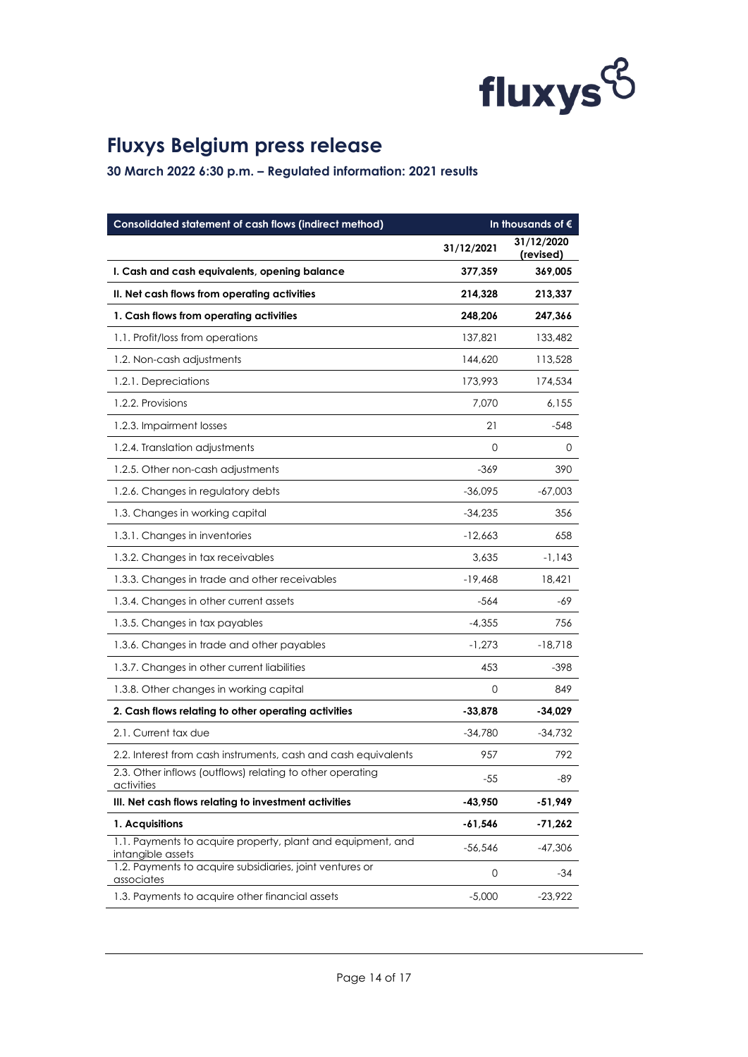# Fluxys Belgium press release

**30 March 2022 6:30 p.m. – Regulated information: 2021 results**

| Consolidated statement of cash flows (indirect method) | | In thousands of € |
|---|---|---|
| | 31/12/2021 | 31/12/2020 (revised) |
| **I. Cash and cash equivalents, opening balance** | **377,359** | **369,005** |
| **II. Net cash flows from operating activities** | **214,328** | **213,337** |
| **1. Cash flows from operating activities** | **248,206** | **247,366** |
| 1.1. Profit/loss from operations | 137,821 | 133,482 |
| 1.2. Non-cash adjustments | 144,620 | 113,528 |
| 1.2.1. Depreciations | 173,993 | 174,534 |
| 1.2.2. Provisions | 7,070 | 6,155 |
| 1.2.3. Impairment losses | 21 | -548 |
| 1.2.4. Translation adjustments | 0 | 0 |
| 1.2.5. Other non-cash adjustments | -369 | 390 |
| 1.2.6. Changes in regulatory debts | -36,095 | -67,003 |
| 1.3. Changes in working capital | -34,235 | 356 |
| 1.3.1. Changes in inventories | -12,663 | 658 |
| 1.3.2. Changes in tax receivables | 3,635 | -1,143 |
| 1.3.3. Changes in trade and other receivables | -19,468 | 18,421 |
| 1.3.4. Changes in other current assets | -564 | -69 |
| 1.3.5. Changes in tax payables | -4,355 | 756 |
| 1.3.6. Changes in trade and other payables | -1,273 | -18,718 |
| 1.3.7. Changes in other current liabilities | 453 | -398 |
| 1.3.8. Other changes in working capital | 0 | 849 |
| **2. Cash flows relating to other operating activities** | **-33,878** | **-34,029** |
| 2.1. Current tax due | -34,780 | -34,732 |
| 2.2. Interest from cash instruments, cash and cash equivalents | 957 | 792 |
| 2.3. Other inflows (outflows) relating to other operating activities | -55 | -89 |
| **III. Net cash flows relating to investment activities** | **-43,950** | **-51,949** |
| **1. Acquisitions** | **-61,546** | **-71,262** |
| 1.1. Payments to acquire property, plant and equipment, and intangible assets | -56,546 | -47,306 |
| 1.2. Payments to acquire subsidiaries, joint ventures or associates | 0 | -34 |
| 1.3. Payments to acquire other financial assets | -5,000 | -23,922 |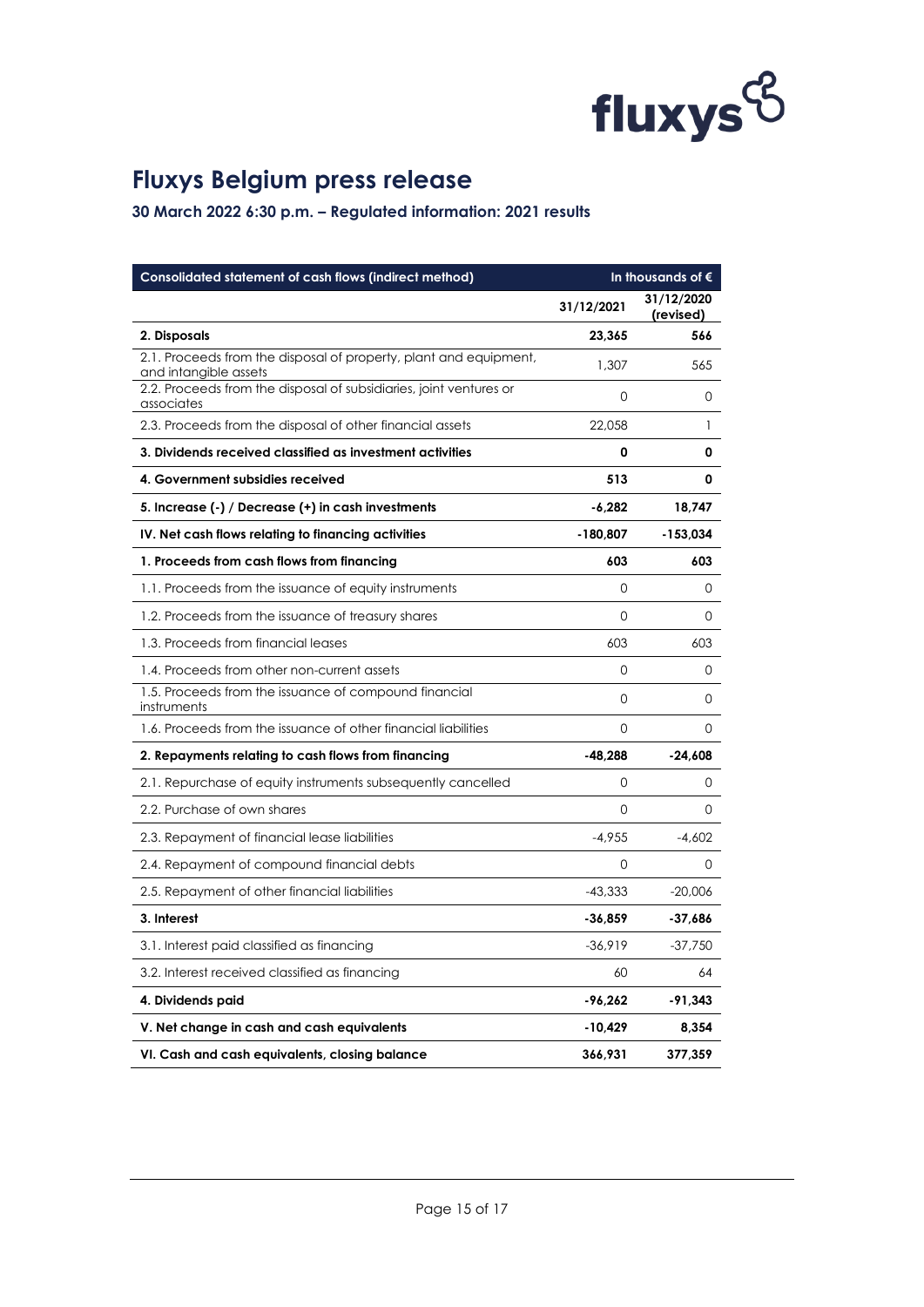## Fluxys Belgium press release

### 30 March 2022 6:30 p.m. – Regulated information: 2021 results

| Consolidated statement of cash flows (indirect method) | In thousands of € | |
|---|---|---|
| | 31/12/2021 | 31/12/2020 (revised) |
| **2. Disposals** | **23,365** | **566** |
| 2.1. Proceeds from the disposal of property, plant and equipment, and intangible assets | 1,307 | 565 |
| 2.2. Proceeds from the disposal of subsidiaries, joint ventures or associates | 0 | 0 |
| 2.3. Proceeds from the disposal of other financial assets | 22,058 | 1 |
| **3. Dividends received classified as investment activities** | **0** | **0** |
| **4. Government subsidies received** | **513** | **0** |
| **5. Increase (-) / Decrease (+) in cash investments** | **-6,282** | **18,747** |
| **IV. Net cash flows relating to financing activities** | **-180,807** | **-153,034** |
| **1. Proceeds from cash flows from financing** | **603** | **603** |
| 1.1. Proceeds from the issuance of equity instruments | 0 | 0 |
| 1.2. Proceeds from the issuance of treasury shares | 0 | 0 |
| 1.3. Proceeds from financial leases | 603 | 603 |
| 1.4. Proceeds from other non-current assets | 0 | 0 |
| 1.5. Proceeds from the issuance of compound financial instruments | 0 | 0 |
| 1.6. Proceeds from the issuance of other financial liabilities | 0 | 0 |
| **2. Repayments relating to cash flows from financing** | **-48,288** | **-24,608** |
| 2.1. Repurchase of equity instruments subsequently cancelled | 0 | 0 |
| 2.2. Purchase of own shares | 0 | 0 |
| 2.3. Repayment of financial lease liabilities | -4,955 | -4,602 |
| 2.4. Repayment of compound financial debts | 0 | 0 |
| 2.5. Repayment of other financial liabilities | -43,333 | -20,006 |
| **3. Interest** | **-36,859** | **-37,686** |
| 3.1. Interest paid classified as financing | -36,919 | -37,750 |
| 3.2. Interest received classified as financing | 60 | 64 |
| **4. Dividends paid** | **-96,262** | **-91,343** |
| **V. Net change in cash and cash equivalents** | **-10,429** | **8,354** |
| **VI. Cash and cash equivalents, closing balance** | **366,931** | **377,359** |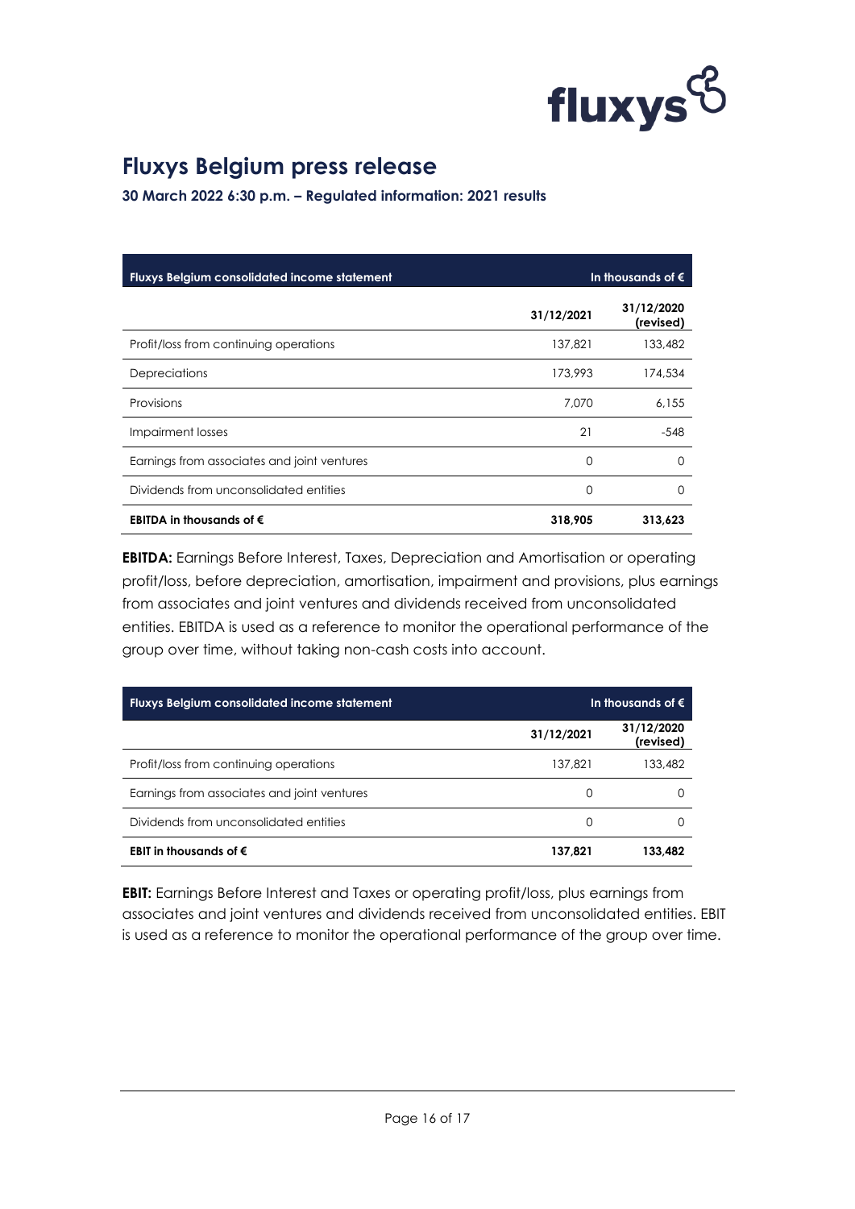# Fluxys Belgium press release

**30 March 2022 6:30 p.m. – Regulated information: 2021 results**

| Fluxys Belgium consolidated income statement | | In thousands of € |
|---|---|---|
| | 31/12/2021 | 31/12/2020 (revised) |
| Profit/loss from continuing operations | 137,821 | 133,482 |
| Depreciations | 173,993 | 174,534 |
| Provisions | 7,070 | 6,155 |
| Impairment losses | 21 | -548 |
| Earnings from associates and joint ventures | 0 | 0 |
| Dividends from unconsolidated entities | 0 | 0 |
| **EBITDA in thousands of €** | **318,905** | **313,623** |

**EBITDA:** Earnings Before Interest, Taxes, Depreciation and Amortisation or operating profit/loss, before depreciation, amortisation, impairment and provisions, plus earnings from associates and joint ventures and dividends received from unconsolidated entities. EBITDA is used as a reference to monitor the operational performance of the group over time, without taking non-cash costs into account.

| Fluxys Belgium consolidated income statement | | In thousands of € |
|---|---|---|
| | 31/12/2021 | 31/12/2020 (revised) |
| Profit/loss from continuing operations | 137,821 | 133,482 |
| Earnings from associates and joint ventures | 0 | 0 |
| Dividends from unconsolidated entities | 0 | 0 |
| **EBIT in thousands of €** | **137,821** | **133,482** |

**EBIT:** Earnings Before Interest and Taxes or operating profit/loss, plus earnings from associates and joint ventures and dividends received from unconsolidated entities. EBIT is used as a reference to monitor the operational performance of the group over time.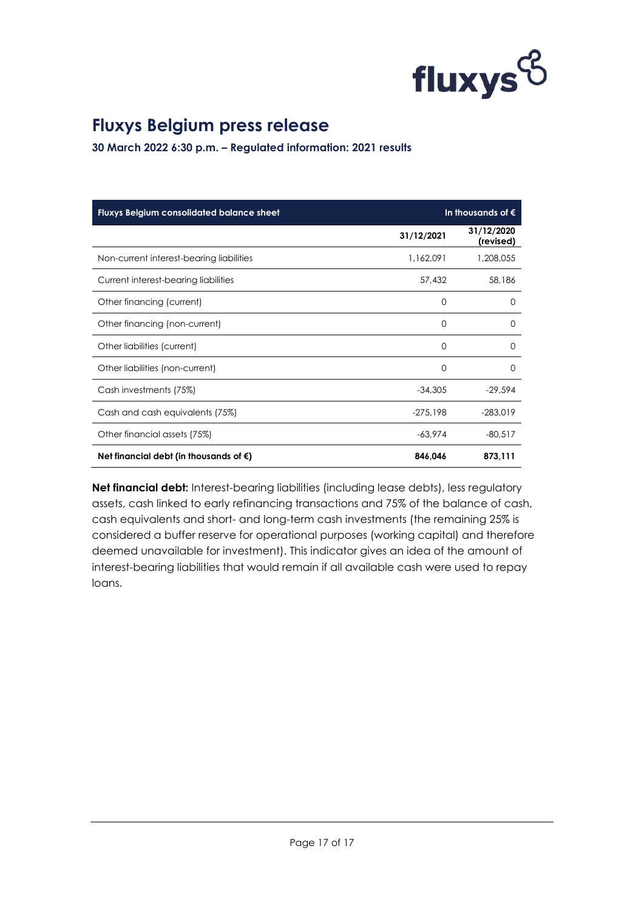# Fluxys Belgium press release

**30 March 2022 6:30 p.m. – Regulated information: 2021 results**

| Fluxys Belgium consolidated balance sheet | In thousands of € | |
|---|---|---|
| | 31/12/2021 | 31/12/2020 (revised) |
| Non-current interest-bearing liabilities | 1,162,091 | 1,208,055 |
| Current interest-bearing liabilities | 57,432 | 58,186 |
| Other financing (current) | 0 | 0 |
| Other financing (non-current) | 0 | 0 |
| Other liabilities (current) | 0 | 0 |
| Other liabilities (non-current) | 0 | 0 |
| Cash investments (75%) | -34,305 | -29,594 |
| Cash and cash equivalents (75%) | -275,198 | -283,019 |
| Other financial assets (75%) | -63,974 | -80,517 |
| **Net financial debt (in thousands of €)** | **846,046** | **873,111** |

**Net financial debt:** Interest-bearing liabilities (including lease debts), less regulatory assets, cash linked to early refinancing transactions and 75% of the balance of cash, cash equivalents and short- and long-term cash investments (the remaining 25% is considered a buffer reserve for operational purposes (working capital) and therefore deemed unavailable for investment). This indicator gives an idea of the amount of interest-bearing liabilities that would remain if all available cash were used to repay loans.